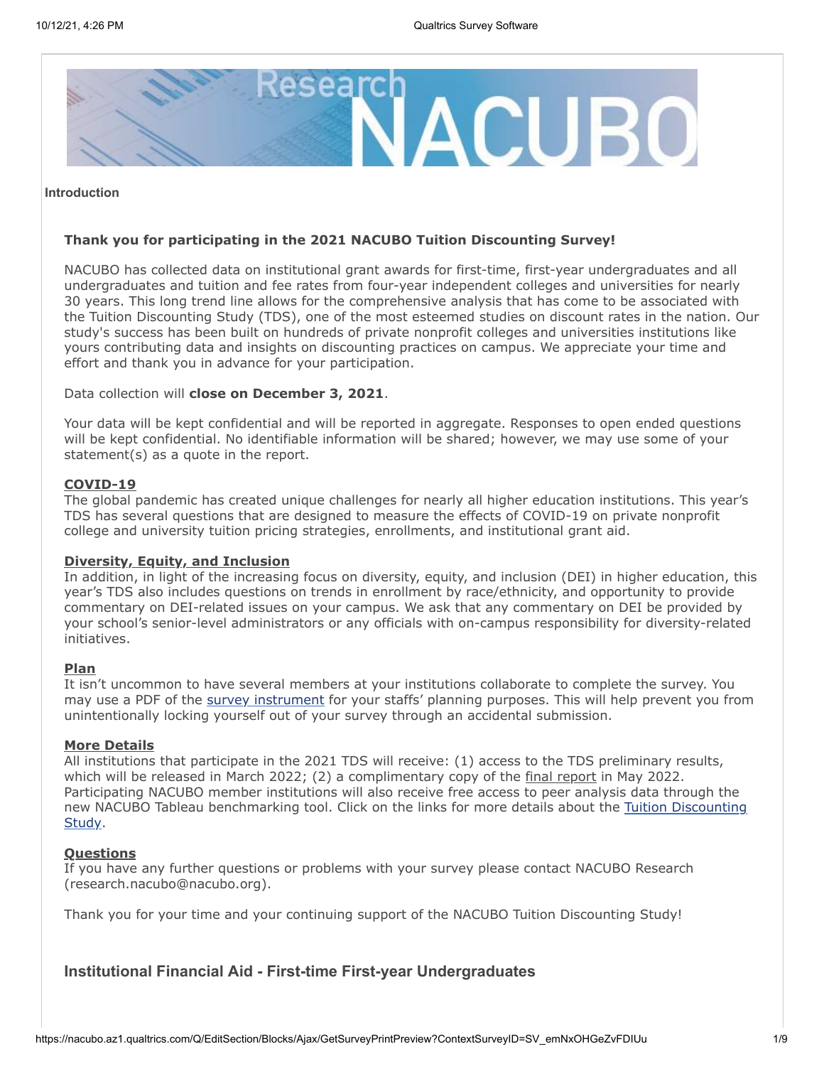Introduction

**Thank you for participating in the 2021 NACUBO Tuition Discounting Survey!**

NACUBO has collected data on institutional grant awards for first-time, first-year undergraduates and all undergraduates and tuition and fee rates from four-year independent colleges and universities for nearly 30 years. This long trend line allows for the comprehensive analysis that has come to be associated with the Tuition Discounting Study (TDS), one of the most esteemed studies on discount rates in the nation. Our study's success has been built on hundreds of private nonprofit colleges and universities institutions like yours contributing data and insights on discounting practices on campus. We appreciate your time and effort and thank you in advance for your participation.

Data collection will **close on December 3, 2021**.

Your data will be kept confidential and will be reported in aggregate. Responses to open ended questions will be kept confidential. No identifiable information will be shared; however, we may use some of your statement(s) as a quote in the report.

**COVID-19**
The global pandemic has created unique challenges for nearly all higher education institutions. This year's TDS has several questions that are designed to measure the effects of COVID-19 on private nonprofit college and university tuition pricing strategies, enrollments, and institutional grant aid.

**Diversity, Equity, and Inclusion**
In addition, in light of the increasing focus on diversity, equity, and inclusion (DEI) in higher education, this year's TDS also includes questions on trends in enrollment by race/ethnicity, and opportunity to provide commentary on DEI-related issues on your campus. We ask that any commentary on DEI be provided by your school's senior-level administrators or any officials with on-campus responsibility for diversity-related initiatives.

**Plan**
It isn't uncommon to have several members at your institutions collaborate to complete the survey. You may use a PDF of the survey instrument for your staffs' planning purposes. This will help prevent you from unintentionally locking yourself out of your survey through an accidental submission.

**More Details**
All institutions that participate in the 2021 TDS will receive: (1) access to the TDS preliminary results, which will be released in March 2022; (2) a complimentary copy of the final report in May 2022. Participating NACUBO member institutions will also receive free access to peer analysis data through the new NACUBO Tableau benchmarking tool. Click on the links for more details about the Tuition Discounting Study.

**Questions**
If you have any further questions or problems with your survey please contact NACUBO Research (research.nacubo@nacubo.org).

Thank you for your time and your continuing support of the NACUBO Tuition Discounting Study!

## Institutional Financial Aid - First-time First-year Undergraduates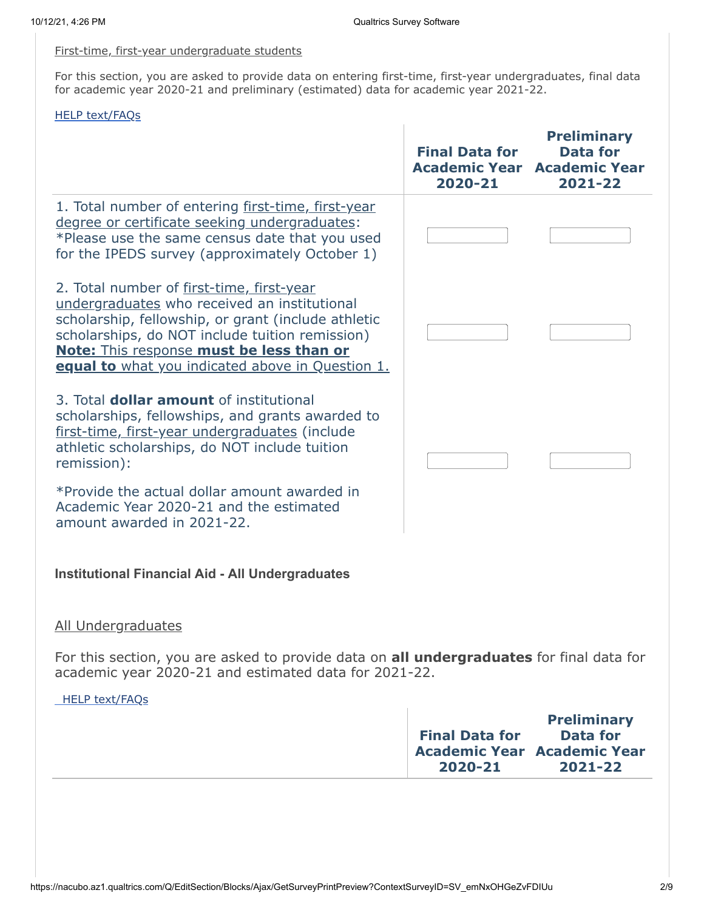First-time, first-year undergraduate students

For this section, you are asked to provide data on entering first-time, first-year undergraduates, final data for academic year 2020-21 and preliminary (estimated) data for academic year 2021-22.

HELP text/FAQs

| | Final Data for Academic Year 2020-21 | Preliminary Data for Academic Year 2021-22 |
|---|---|---|
| 1. Total number of entering first-time, first-year degree or certificate seeking undergraduates: *Please use the same census date that you used for the IPEDS survey (approximately October 1) | | |
| 2. Total number of first-time, first-year undergraduates who received an institutional scholarship, fellowship, or grant (include athletic scholarships, do NOT include tuition remission) **Note:** This response **must be less than or equal to** what you indicated above in Question 1. | | |
| 3. Total **dollar amount** of institutional scholarships, fellowships, and grants awarded to first-time, first-year undergraduates (include athletic scholarships, do NOT include tuition remission): *Provide the actual dollar amount awarded in Academic Year 2020-21 and the estimated amount awarded in 2021-22. | | |

**Institutional Financial Aid - All Undergraduates**

All Undergraduates

For this section, you are asked to provide data on **all undergraduates** for final data for academic year 2020-21 and estimated data for 2021-22.

HELP text/FAQs

| | Final Data for Academic Year 2020-21 | Preliminary Data for Academic Year 2021-22 |
|---|---|---|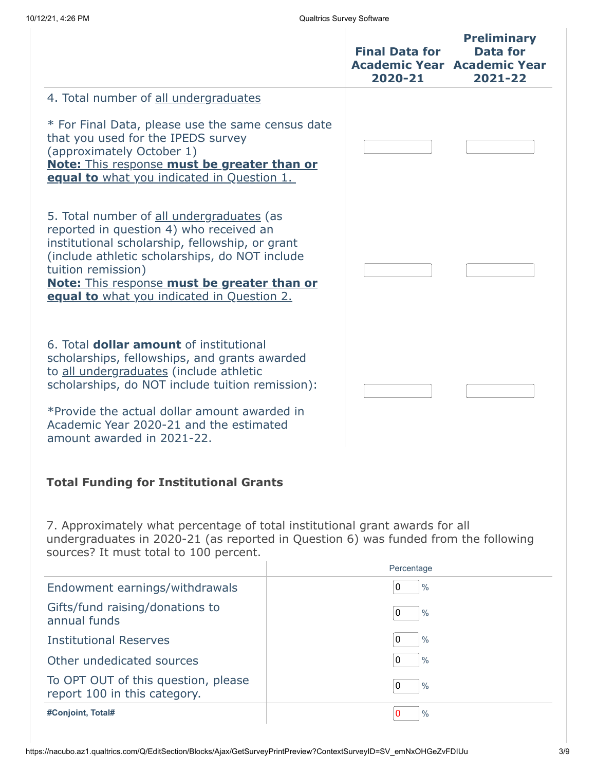| | Final Data for Academic Year 2020-21 | Preliminary Data for Academic Year 2021-22 |
|---|---|---|
| 4. Total number of all undergraduates<br><br>* For Final Data, please use the same census date that you used for the IPEDS survey (approximately October 1)<br>**Note:** This response **must be greater than or equal to** what you indicated in Question 1. | | |
| 5. Total number of all undergraduates (as reported in question 4) who received an institutional scholarship, fellowship, or grant (include athletic scholarships, do NOT include tuition remission)<br>**Note:** This response **must be greater than or equal to** what you indicated in Question 2. | | |
| 6. Total **dollar amount** of institutional scholarships, fellowships, and grants awarded to all undergraduates (include athletic scholarships, do NOT include tuition remission):<br><br>*Provide the actual dollar amount awarded in Academic Year 2020-21 and the estimated amount awarded in 2021-22. | | |

**Total Funding for Institutional Grants**

7. Approximately what percentage of total institutional grant awards for all undergraduates in 2020-21 (as reported in Question 6) was funded from the following sources? It must total to 100 percent.

| | Percentage |
|---|---|
| Endowment earnings/withdrawals | 0 % |
| Gifts/fund raising/donations to annual funds | 0 % |
| Institutional Reserves | 0 % |
| Other undedicated sources | 0 % |
| To OPT OUT of this question, please report 100 in this category. | 0 % |
| **#Conjoint, Total#** | 0 % |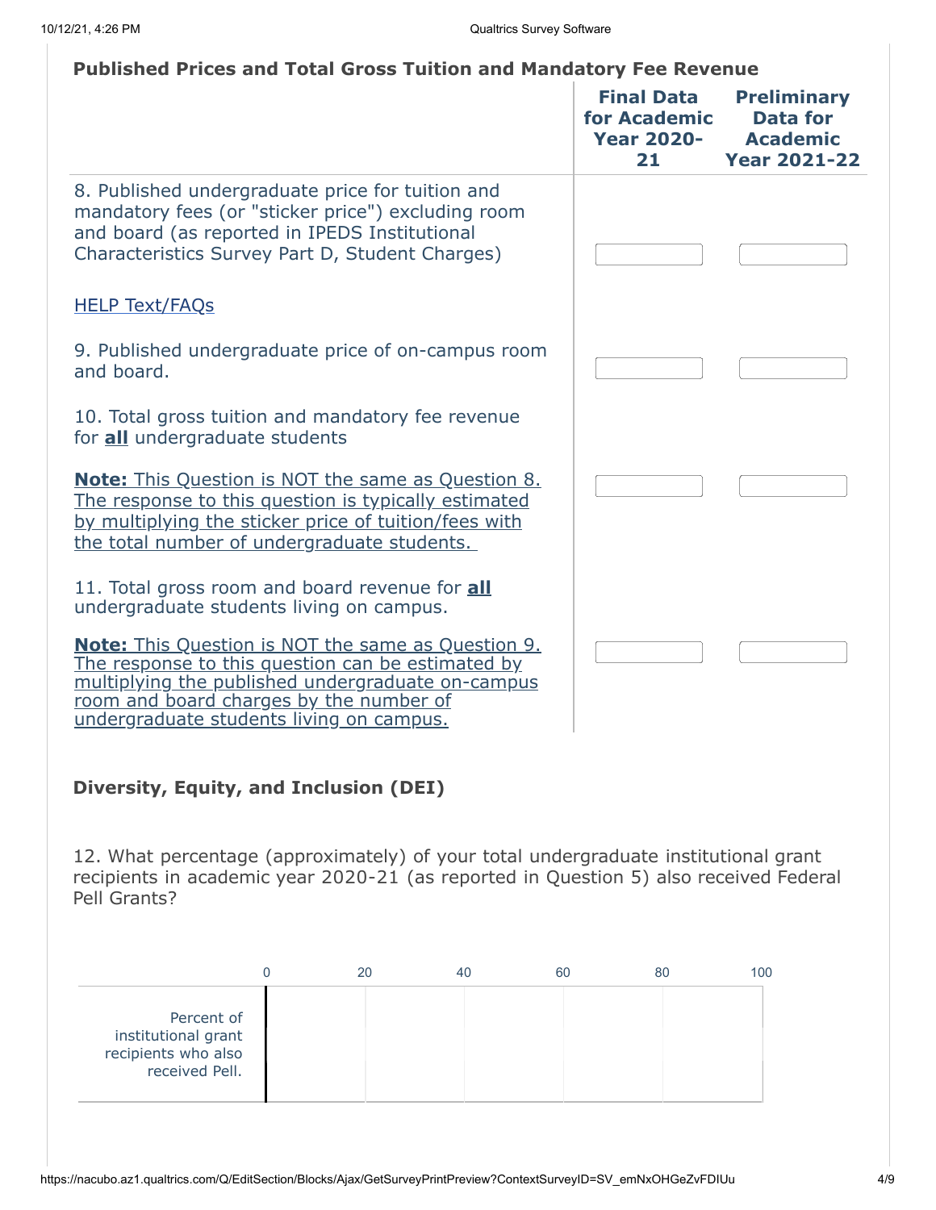### Published Prices and Total Gross Tuition and Mandatory Fee Revenue

| | Final Data for Academic Year 2020-21 | Preliminary Data for Academic Year 2021-22 |
|---|---|---|
| 8. Published undergraduate price for tuition and mandatory fees (or "sticker price") excluding room and board (as reported in IPEDS Institutional Characteristics Survey Part D, Student Charges)<br><br>HELP Text/FAQs | | |
| 9. Published undergraduate price of on-campus room and board. | | |
| 10. Total gross tuition and mandatory fee revenue for **all** undergraduate students<br><br>**Note:** This Question is NOT the same as Question 8. The response to this question is typically estimated by multiplying the sticker price of tuition/fees with the total number of undergraduate students. | | |
| 11. Total gross room and board revenue for **all** undergraduate students living on campus.<br><br>**Note:** This Question is NOT the same as Question 9. The response to this question can be estimated by multiplying the published undergraduate on-campus room and board charges by the number of undergraduate students living on campus. | | |

### Diversity, Equity, and Inclusion (DEI)

12. What percentage (approximately) of your total undergraduate institutional grant recipients in academic year 2020-21 (as reported in Question 5) also received Federal Pell Grants?

| | 0 | 20 | 40 | 60 | 80 | 100 |
|---|---|---|---|---|---|---|
| Percent of institutional grant recipients who also received Pell. | | | | | | |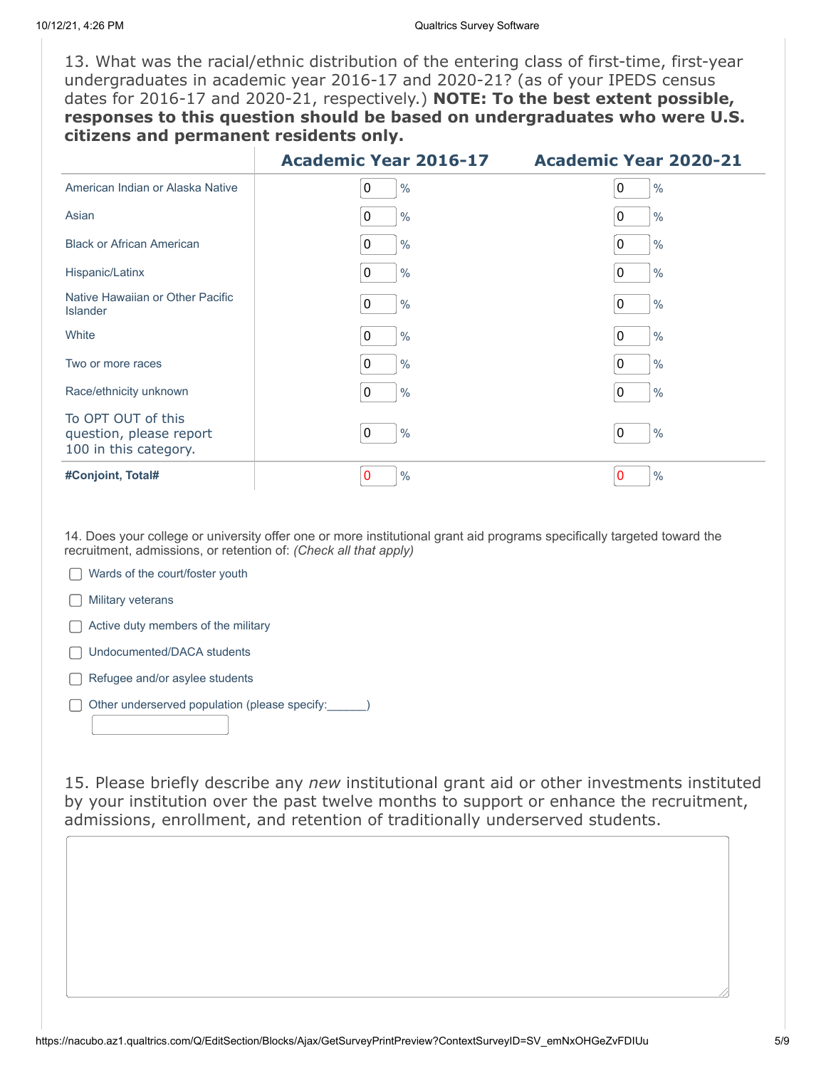13. What was the racial/ethnic distribution of the entering class of first-time, first-year undergraduates in academic year 2016-17 and 2020-21? (as of your IPEDS census dates for 2016-17 and 2020-21, respectively.) **NOTE: To the best extent possible, responses to this question should be based on undergraduates who were U.S. citizens and permanent residents only.**

| | Academic Year 2016-17 | Academic Year 2020-21 |
|---|---|---|
| American Indian or Alaska Native | 0 % | 0 % |
| Asian | 0 % | 0 % |
| Black or African American | 0 % | 0 % |
| Hispanic/Latinx | 0 % | 0 % |
| Native Hawaiian or Other Pacific Islander | 0 % | 0 % |
| White | 0 % | 0 % |
| Two or more races | 0 % | 0 % |
| Race/ethnicity unknown | 0 % | 0 % |
| To OPT OUT of this question, please report 100 in this category. | 0 % | 0 % |
| **#Conjoint, Total#** | 0 % | 0 % |

14. Does your college or university offer one or more institutional grant aid programs specifically targeted toward the recruitment, admissions, or retention of: *(Check all that apply)*

- [ ] Wards of the court/foster youth
- [ ] Military veterans
- [ ] Active duty members of the military
- [ ] Undocumented/DACA students
- [ ] Refugee and/or asylee students
- [ ] Other underserved population (please specify:______)

15. Please briefly describe any *new* institutional grant aid or other investments instituted by your institution over the past twelve months to support or enhance the recruitment, admissions, enrollment, and retention of traditionally underserved students.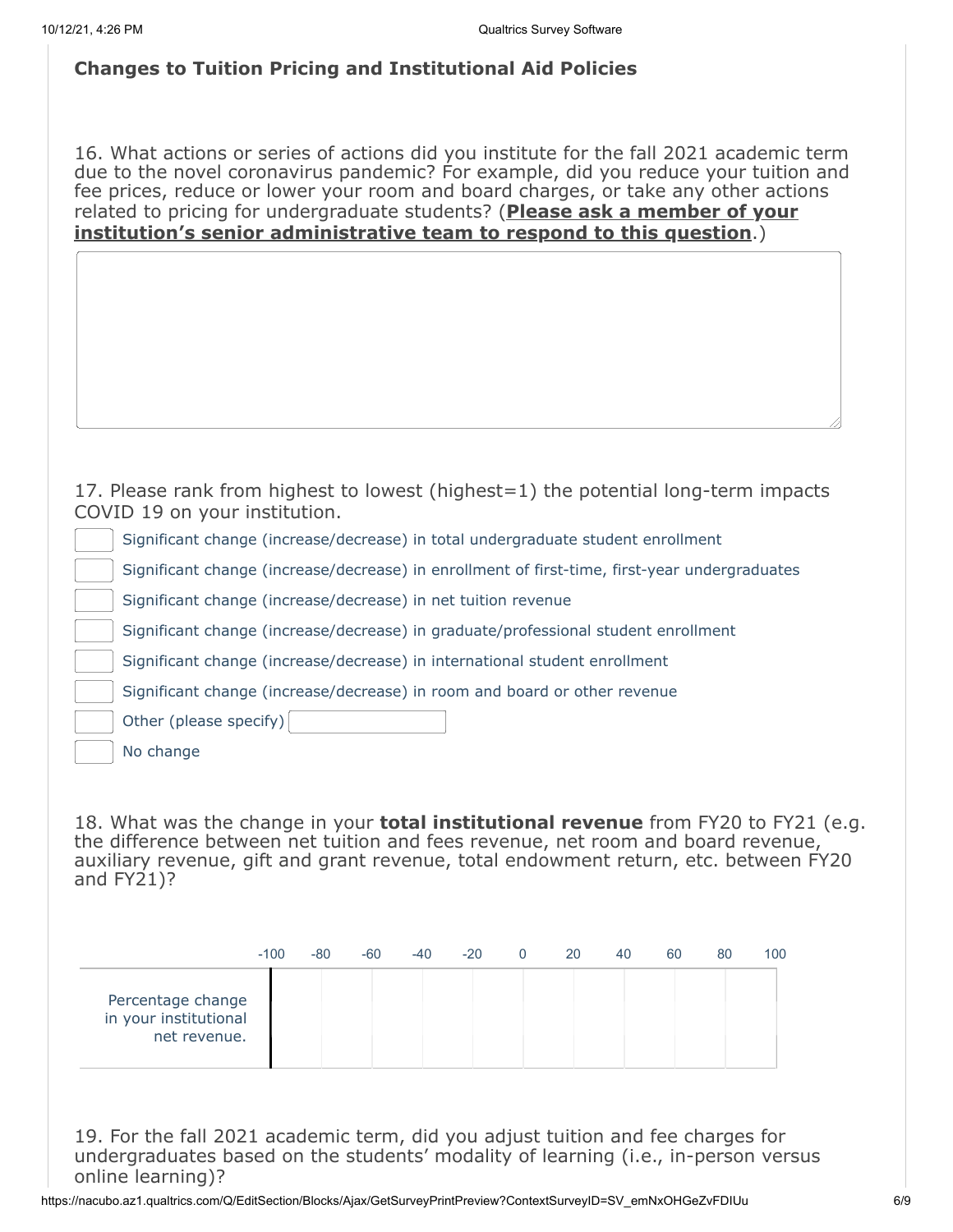## Changes to Tuition Pricing and Institutional Aid Policies

16. What actions or series of actions did you institute for the fall 2021 academic term due to the novel coronavirus pandemic? For example, did you reduce your tuition and fee prices, reduce or lower your room and board charges, or take any other actions related to pricing for undergraduate students? (**Please ask a member of your institution's senior administrative team to respond to this question**.)

17. Please rank from highest to lowest (highest=1) the potential long-term impacts COVID 19 on your institution.

- [ ] Significant change (increase/decrease) in total undergraduate student enrollment
- [ ] Significant change (increase/decrease) in enrollment of first-time, first-year undergraduates
- [ ] Significant change (increase/decrease) in net tuition revenue
- [ ] Significant change (increase/decrease) in graduate/professional student enrollment
- [ ] Significant change (increase/decrease) in international student enrollment
- [ ] Significant change (increase/decrease) in room and board or other revenue
- [ ] Other (please specify) ____________
- [ ] No change

18. What was the change in your **total institutional revenue** from FY20 to FY21 (e.g. the difference between net tuition and fees revenue, net room and board revenue, auxiliary revenue, gift and grant revenue, total endowment return, etc. between FY20 and FY21)?

| | -100 | -80 | -60 | -40 | -20 | 0 | 20 | 40 | 60 | 80 | 100 |
|---|---|---|---|---|---|---|---|---|---|---|---|
| Percentage change in your institutional net revenue. | | | | | | | | | | | |

19. For the fall 2021 academic term, did you adjust tuition and fee charges for undergraduates based on the students' modality of learning (i.e., in-person versus online learning)?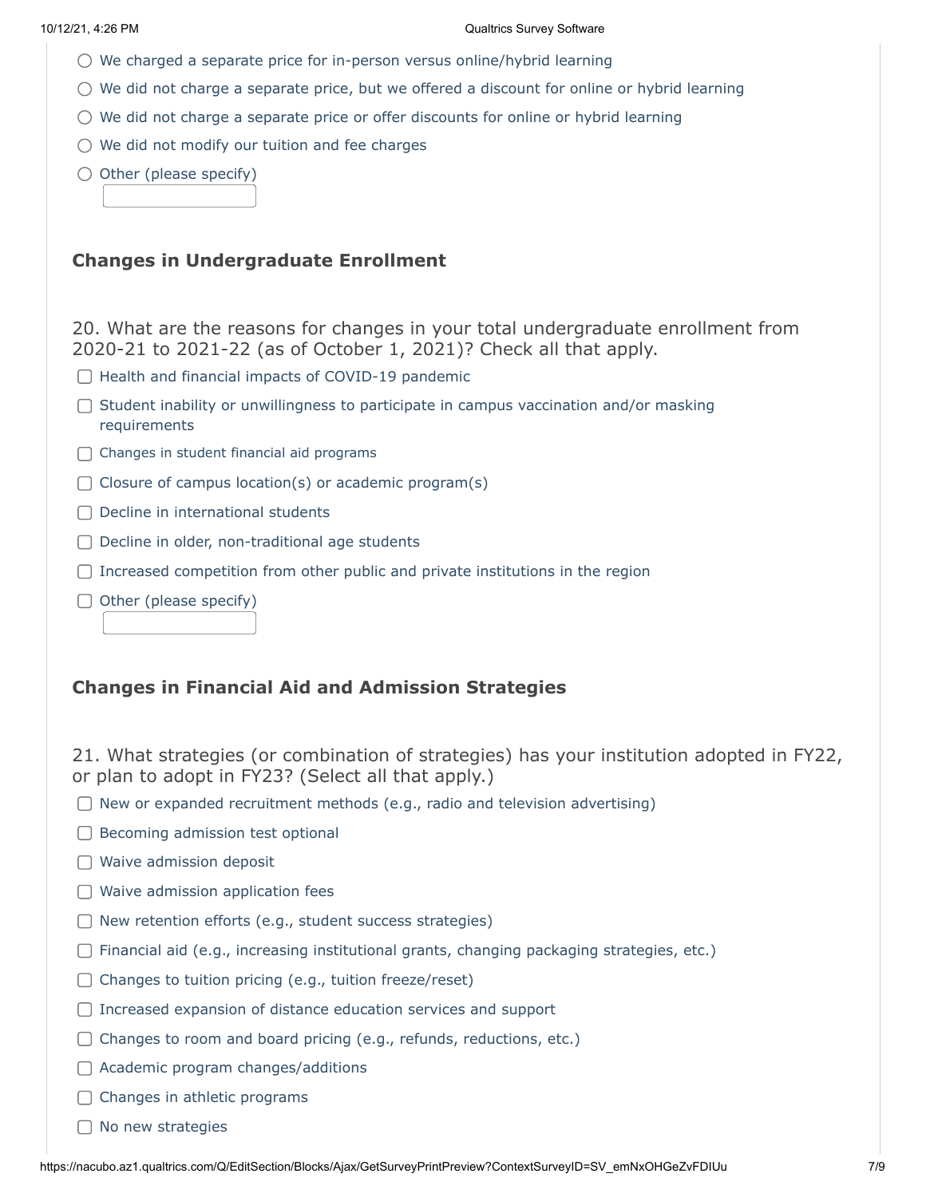- ◯ We charged a separate price for in-person versus online/hybrid learning
- ◯ We did not charge a separate price, but we offered a discount for online or hybrid learning
- ◯ We did not charge a separate price or offer discounts for online or hybrid learning
- ◯ We did not modify our tuition and fee charges
- ◯ Other (please specify) ________

## Changes in Undergraduate Enrollment

20. What are the reasons for changes in your total undergraduate enrollment from 2020-21 to 2021-22 (as of October 1, 2021)? Check all that apply.

- ☐ Health and financial impacts of COVID-19 pandemic
- ☐ Student inability or unwillingness to participate in campus vaccination and/or masking requirements
- ☐ Changes in student financial aid programs
- ☐ Closure of campus location(s) or academic program(s)
- ☐ Decline in international students
- ☐ Decline in older, non-traditional age students
- ☐ Increased competition from other public and private institutions in the region
- ☐ Other (please specify) ________

## Changes in Financial Aid and Admission Strategies

21. What strategies (or combination of strategies) has your institution adopted in FY22, or plan to adopt in FY23? (Select all that apply.)

- ☐ New or expanded recruitment methods (e.g., radio and television advertising)
- ☐ Becoming admission test optional
- ☐ Waive admission deposit
- ☐ Waive admission application fees
- ☐ New retention efforts (e.g., student success strategies)
- ☐ Financial aid (e.g., increasing institutional grants, changing packaging strategies, etc.)
- ☐ Changes to tuition pricing (e.g., tuition freeze/reset)
- ☐ Increased expansion of distance education services and support
- ☐ Changes to room and board pricing (e.g., refunds, reductions, etc.)
- ☐ Academic program changes/additions
- ☐ Changes in athletic programs
- ☐ No new strategies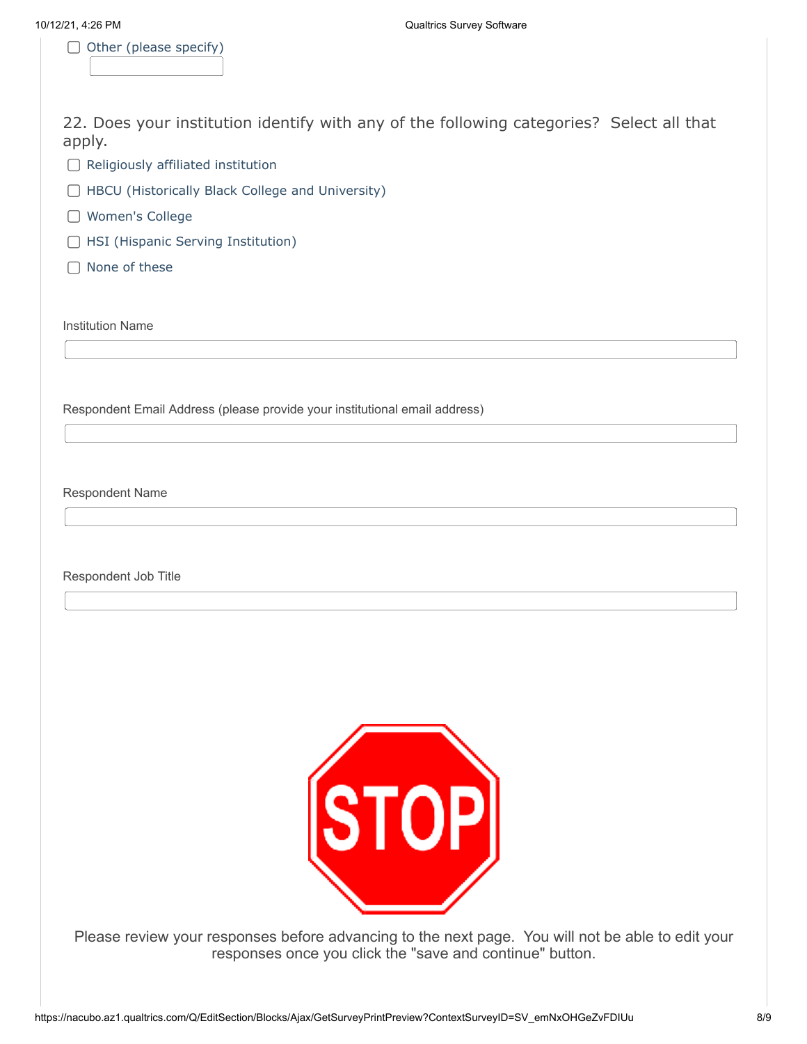- [ ] Other (please specify) ____________

22. Does your institution identify with any of the following categories? Select all that apply.

- [ ] Religiously affiliated institution
- [ ] HBCU (Historically Black College and University)
- [ ] Women's College
- [ ] HSI (Hispanic Serving Institution)
- [ ] None of these

Institution Name

____________________________________________

Respondent Email Address (please provide your institutional email address)

____________________________________________

Respondent Name

____________________________________________

Respondent Job Title

____________________________________________

STOP

Please review your responses before advancing to the next page. You will not be able to edit your responses once you click the "save and continue" button.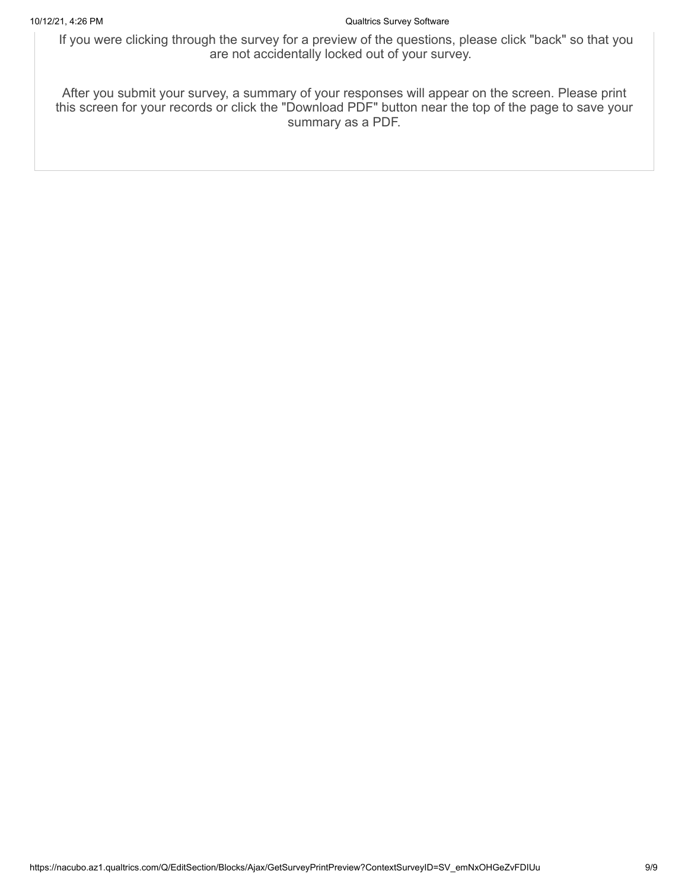If you were clicking through the survey for a preview of the questions, please click "back" so that you are not accidentally locked out of your survey.

After you submit your survey, a summary of your responses will appear on the screen. Please print this screen for your records or click the "Download PDF" button near the top of the page to save your summary as a PDF.